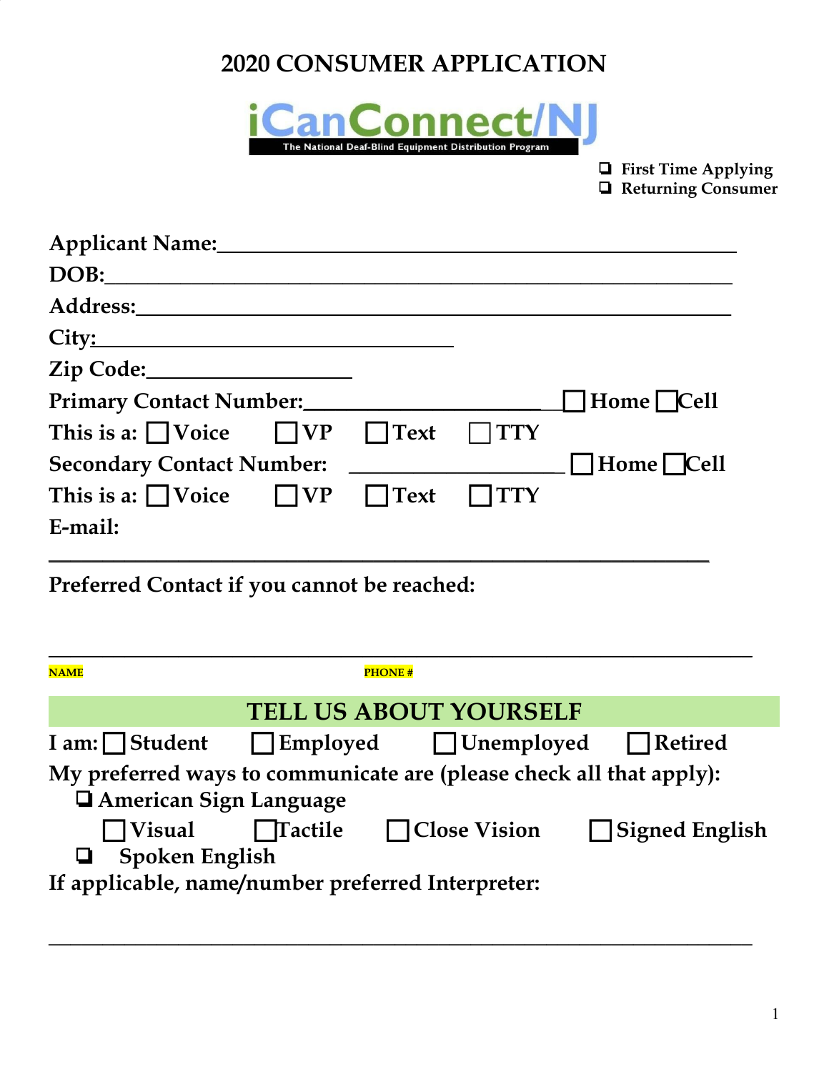# 2020 CONSUMER APPLICATION

**iCanConnect/NJ**
The National Deaf-Blind Equipment Distribution Program

☐ First Time Applying
☐ Returning Consumer

**Applicant Name:**\_\_\_\_\_\_\_\_\_\_\_\_\_\_\_\_\_\_\_\_\_\_\_\_\_\_\_\_\_\_\_\_\_\_\_\_\_\_\_\_

**DOB:**\_\_\_\_\_\_\_\_\_\_\_\_\_\_\_\_\_\_\_\_\_\_\_\_\_\_\_\_\_\_\_\_\_\_\_\_\_\_\_\_\_\_\_\_\_\_

**Address:**\_\_\_\_\_\_\_\_\_\_\_\_\_\_\_\_\_\_\_\_\_\_\_\_\_\_\_\_\_\_\_\_\_\_\_\_\_\_\_\_\_\_\_

**City:**\_\_\_\_\_\_\_\_\_\_\_\_\_\_\_\_\_\_\_\_\_\_\_\_\_\_\_\_

**Zip Code:**\_\_\_\_\_\_\_\_\_\_\_\_\_\_\_\_

**Primary Contact Number:**\_\_\_\_\_\_\_\_\_\_\_\_\_\_\_\_\_\_\_\_ ☐ Home ☐ Cell

**This is a:** ☐ Voice ☐ VP ☐ Text ☐ TTY

**Secondary Contact Number:** \_\_\_\_\_\_\_\_\_\_\_\_\_\_\_\_\_\_\_\_ ☐ Home ☐ Cell

**This is a:** ☐ Voice ☐ VP ☐ Text ☐ TTY

**E-mail:**

\_\_\_\_\_\_\_\_\_\_\_\_\_\_\_\_\_\_\_\_\_\_\_\_\_\_\_\_\_\_\_\_\_\_\_\_\_\_\_\_\_\_\_\_\_\_\_\_\_\_\_\_

**Preferred Contact if you cannot be reached:**

\_\_\_\_\_\_\_\_\_\_\_\_\_\_\_\_\_\_\_\_\_\_\_\_\_\_\_\_\_\_\_\_\_\_\_\_\_\_\_\_\_\_\_\_\_\_\_\_\_\_\_\_

NAME PHONE #

## TELL US ABOUT YOURSELF

**I am:** ☐ Student ☐ Employed ☐ Unemployed ☐ Retired

**My preferred ways to communicate are (please check all that apply):**

☐ American Sign Language

☐ Visual ☐ Tactile ☐ Close Vision ☐ Signed English

☐ Spoken English

**If applicable, name/number preferred Interpreter:**

\_\_\_\_\_\_\_\_\_\_\_\_\_\_\_\_\_\_\_\_\_\_\_\_\_\_\_\_\_\_\_\_\_\_\_\_\_\_\_\_\_\_\_\_\_\_\_\_\_\_\_\_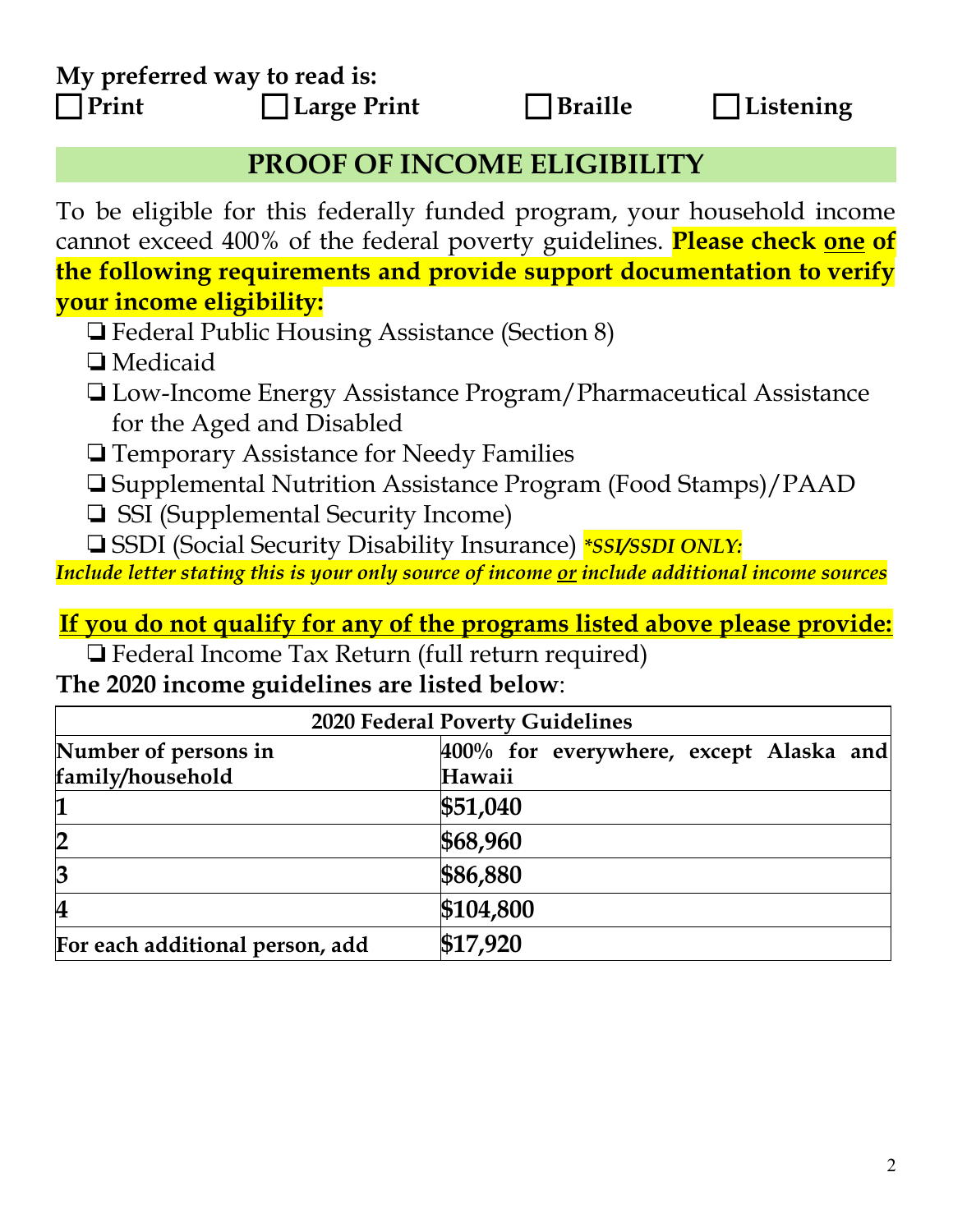**My preferred way to read is:**

☐ **Print** ☐ **Large Print** ☐ **Braille** ☐ **Listening**

## PROOF OF INCOME ELIGIBILITY

To be eligible for this federally funded program, your household income cannot exceed 400% of the federal poverty guidelines. **Please check one of the following requirements and provide support documentation to verify your income eligibility:**

- ❏ Federal Public Housing Assistance (Section 8)
- ❏ Medicaid
- ❏ Low-Income Energy Assistance Program/Pharmaceutical Assistance for the Aged and Disabled
- ❏ Temporary Assistance for Needy Families
- ❏ Supplemental Nutrition Assistance Program (Food Stamps)/PAAD
- ❏ SSI (Supplemental Security Income)
- ❏ SSDI (Social Security Disability Insurance) ***SSI/SSDI ONLY:***

***Include letter stating this is your only source of income or include additional income sources***

**If you do not qualify for any of the programs listed above please provide:**

- ❏ Federal Income Tax Return (full return required)

**The 2020 income guidelines are listed below**:

| 2020 Federal Poverty Guidelines | |
|---|---|
| **Number of persons in family/household** | **400% for everywhere, except Alaska and Hawaii** |
| **1** | **$51,040** |
| **2** | **$68,960** |
| **3** | **$86,880** |
| **4** | **$104,800** |
| **For each additional person, add** | **$17,920** |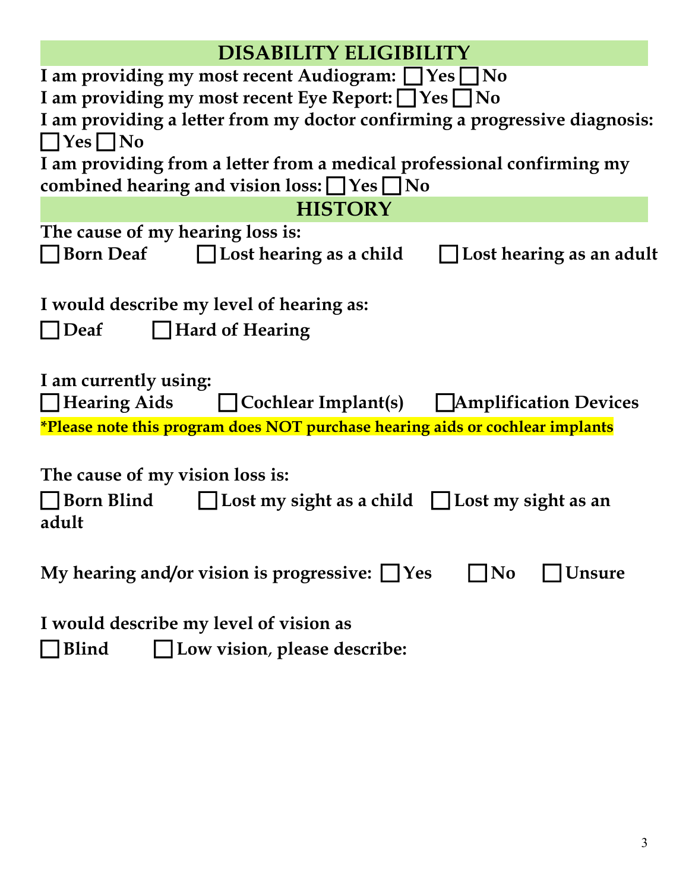## DISABILITY ELIGIBILITY

**I am providing my most recent Audiogram:** ☐ **Yes** ☐ **No**

**I am providing my most recent Eye Report:** ☐ **Yes** ☐ **No**

**I am providing a letter from my doctor confirming a progressive diagnosis:** ☐ **Yes** ☐ **No**

**I am providing from a letter from a medical professional confirming my combined hearing and vision loss:** ☐ **Yes** ☐ **No**

## HISTORY

**The cause of my hearing loss is:**

☐ **Born Deaf** ☐ **Lost hearing as a child** ☐ **Lost hearing as an adult**

**I would describe my level of hearing as:**

☐ **Deaf** ☐ **Hard of Hearing**

**I am currently using:**

☐ **Hearing Aids** ☐ **Cochlear Implant(s)** ☐ **Amplification Devices**

***Please note this program does NOT purchase hearing aids or cochlear implants**

**The cause of my vision loss is:**

☐ **Born Blind** ☐ **Lost my sight as a child** ☐ **Lost my sight as an adult**

**My hearing and/or vision is progressive:** ☐ **Yes** ☐ **No** ☐ **Unsure**

**I would describe my level of vision as**

☐ **Blind** ☐ **Low vision, please describe:**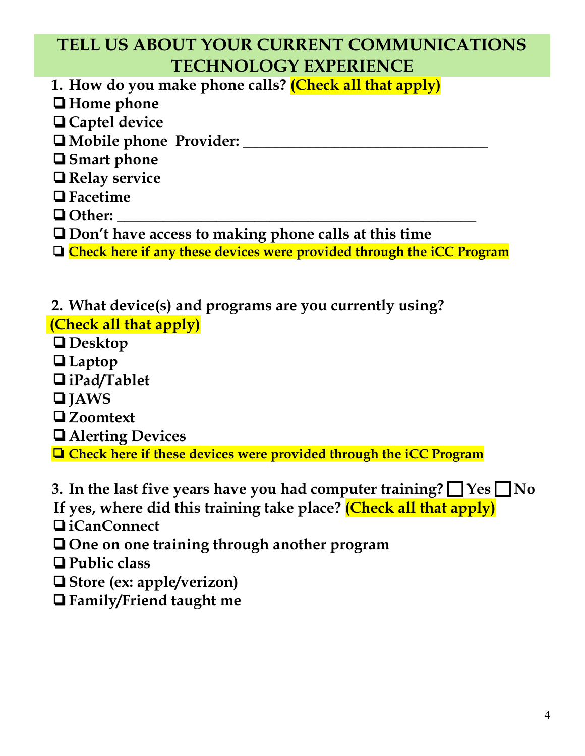# TELL US ABOUT YOUR CURRENT COMMUNICATIONS TECHNOLOGY EXPERIENCE

**1. How do you make phone calls? (Check all that apply)**

- ❏ **Home phone**
- ❏ **Captel device**
- ❏ **Mobile phone Provider: ________________________________**
- ❏ **Smart phone**
- ❏ **Relay service**
- ❏ **Facetime**
- ❏ **Other: _______________________________________________**
- ❏ **Don't have access to making phone calls at this time**
- ❏ **Check here if any these devices were provided through the iCC Program**

**2. What device(s) and programs are you currently using? (Check all that apply)**

- ❏ **Desktop**
- ❏ **Laptop**
- ❏ **iPad/Tablet**
- ❏ **JAWS**
- ❏ **Zoomtext**
- ❏ **Alerting Devices**
- ❏ **Check here if these devices were provided through the iCC Program**

**3. In the last five years have you had computer training? ☐ Yes ☐ No**

**If yes, where did this training take place? (Check all that apply)**

- ❏ **iCanConnect**
- ❏ **One on one training through another program**
- ❏ **Public class**
- ❏ **Store (ex: apple/verizon)**
- ❏ **Family/Friend taught me**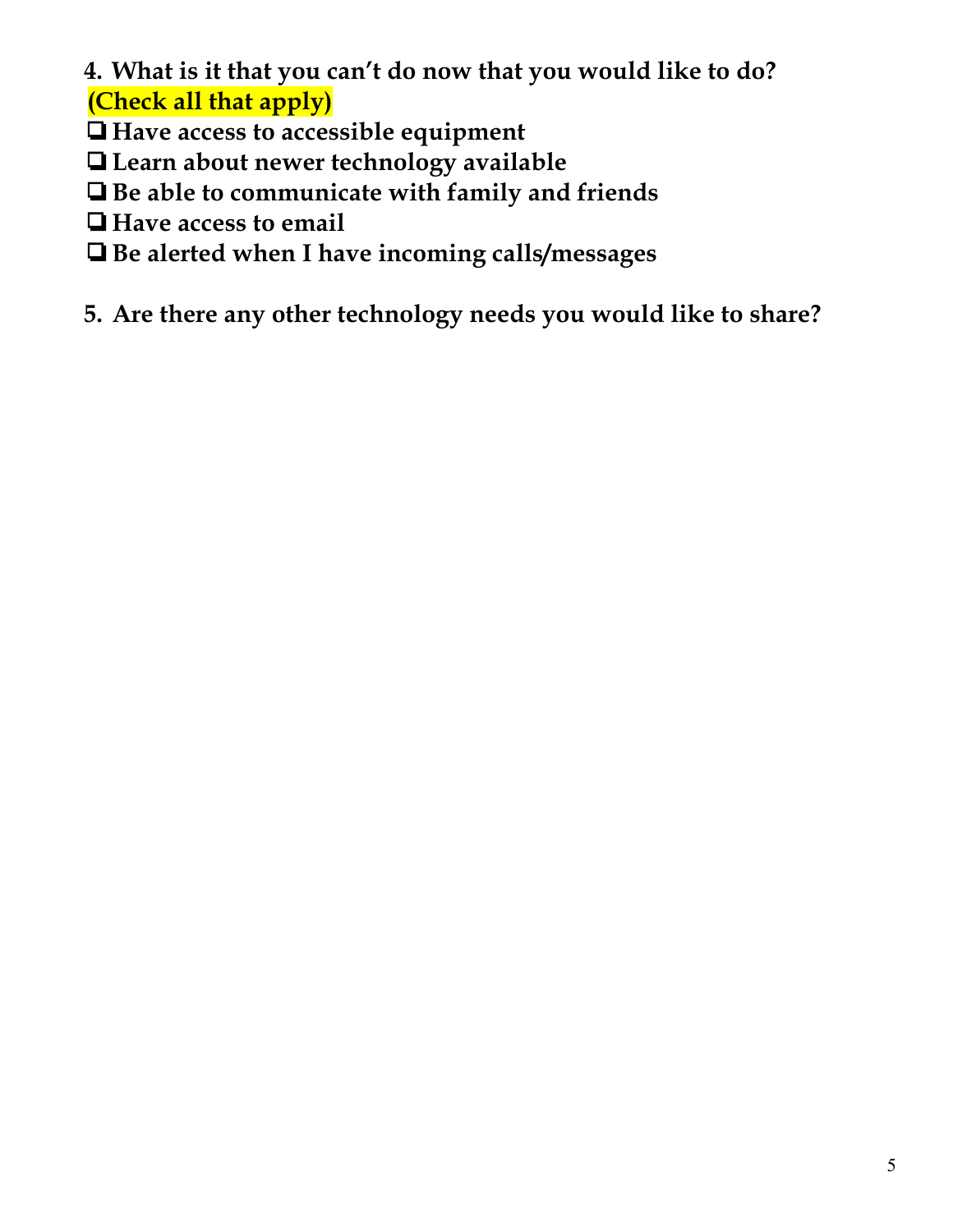**4. What is it that you can't do now that you would like to do?**
**(Check all that apply)**

- ❑ **Have access to accessible equipment**
- ❑ **Learn about newer technology available**
- ❑ **Be able to communicate with family and friends**
- ❑ **Have access to email**
- ❑ **Be alerted when I have incoming calls/messages**

**5. Are there any other technology needs you would like to share?**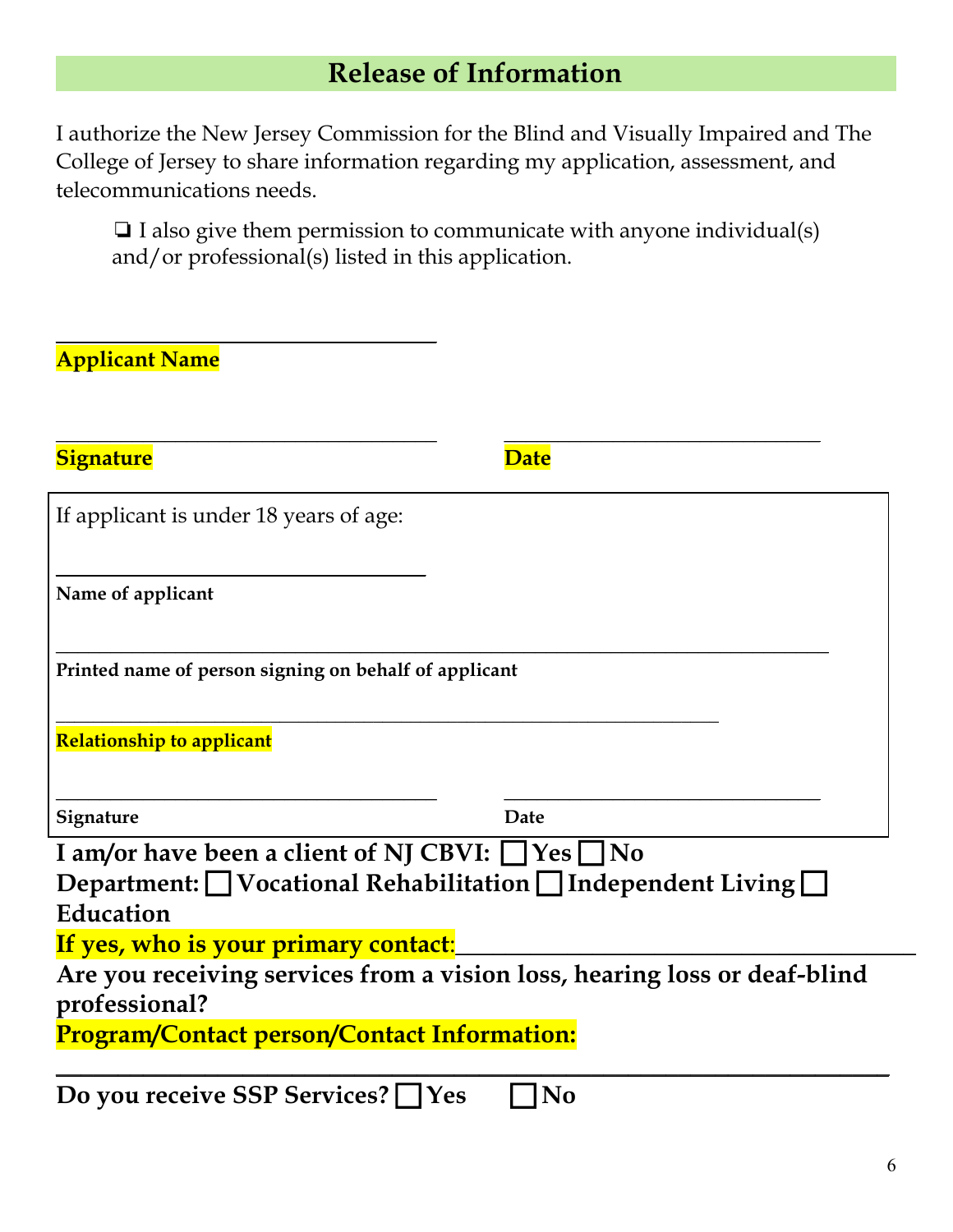## Release of Information

I authorize the New Jersey Commission for the Blind and Visually Impaired and The College of Jersey to share information regarding my application, assessment, and telecommunications needs.

❏ I also give them permission to communicate with anyone individual(s) and/or professional(s) listed in this application.

\_\_\_\_\_\_\_\_\_\_\_\_\_\_\_\_\_\_\_\_\_\_\_\_\_\_\_\_\_\_\_\_\_\_

**Applicant Name**

\_\_\_\_\_\_\_\_\_\_\_\_\_\_\_\_\_\_\_\_\_\_\_\_\_\_\_\_\_\_\_\_\_\_ \_\_\_\_\_\_\_\_\_\_\_\_\_\_\_\_\_\_\_\_\_\_\_\_\_\_\_\_\_\_

**Signature** **Date**

If applicant is under 18 years of age:

\_\_\_\_\_\_\_\_\_\_\_\_\_\_\_\_\_\_\_\_\_\_\_\_\_\_\_\_\_\_\_\_\_\_

**Name of applicant**

\_\_\_\_\_\_\_\_\_\_\_\_\_\_\_\_\_\_\_\_\_\_\_\_\_\_\_\_\_\_\_\_\_\_\_\_\_\_\_\_\_\_\_\_\_\_\_\_\_\_\_\_\_\_\_\_\_\_\_\_\_\_\_\_\_\_\_\_

**Printed name of person signing on behalf of applicant**

\_\_\_\_\_\_\_\_\_\_\_\_\_\_\_\_\_\_\_\_\_\_\_\_\_\_\_\_\_\_\_\_\_\_\_\_\_\_\_\_\_\_\_\_\_\_\_\_\_\_\_\_\_\_\_\_\_\_\_\_\_\_

**Relationship to applicant**

\_\_\_\_\_\_\_\_\_\_\_\_\_\_\_\_\_\_\_\_\_\_\_\_\_\_\_\_\_\_\_\_\_\_ \_\_\_\_\_\_\_\_\_\_\_\_\_\_\_\_\_\_\_\_\_\_\_\_\_\_\_\_\_\_

**Signature** **Date**

**I am/or have been a client of NJ CBVI:** ☐ **Yes** ☐ **No**

**Department:** ☐ **Vocational Rehabilitation** ☐ **Independent Living** ☐ **Education**

**If yes, who is your primary contact**:\_\_\_\_\_\_\_\_\_\_\_\_\_\_\_\_\_\_\_\_\_\_\_\_\_\_\_\_\_\_\_\_\_\_\_\_\_\_\_\_

**Are you receiving services from a vision loss, hearing loss or deaf-blind professional?**

**Program/Contact person/Contact Information:**

\_\_\_\_\_\_\_\_\_\_\_\_\_\_\_\_\_\_\_\_\_\_\_\_\_\_\_\_\_\_\_\_\_\_\_\_\_\_\_\_\_\_\_\_\_\_\_\_\_\_\_\_\_\_\_\_\_\_\_\_\_\_\_\_\_\_\_\_

**Do you receive SSP Services?** ☐ **Yes** ☐ **No**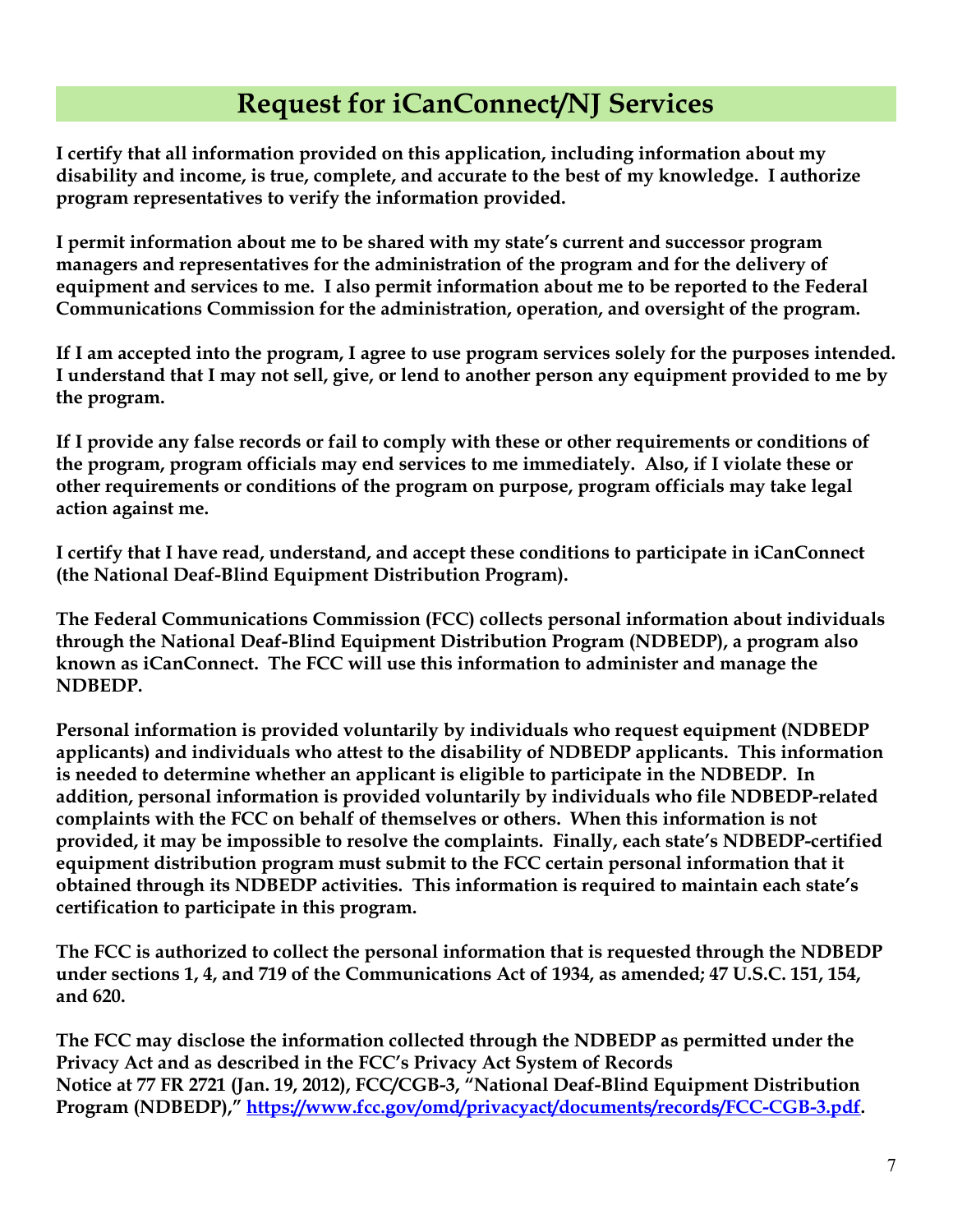# Request for iCanConnect/NJ Services

**I certify that all information provided on this application, including information about my disability and income, is true, complete, and accurate to the best of my knowledge. I authorize program representatives to verify the information provided.**

**I permit information about me to be shared with my state's current and successor program managers and representatives for the administration of the program and for the delivery of equipment and services to me. I also permit information about me to be reported to the Federal Communications Commission for the administration, operation, and oversight of the program.**

**If I am accepted into the program, I agree to use program services solely for the purposes intended. I understand that I may not sell, give, or lend to another person any equipment provided to me by the program.**

**If I provide any false records or fail to comply with these or other requirements or conditions of the program, program officials may end services to me immediately. Also, if I violate these or other requirements or conditions of the program on purpose, program officials may take legal action against me.**

**I certify that I have read, understand, and accept these conditions to participate in iCanConnect (the National Deaf-Blind Equipment Distribution Program).**

**The Federal Communications Commission (FCC) collects personal information about individuals through the National Deaf-Blind Equipment Distribution Program (NDBEDP), a program also known as iCanConnect. The FCC will use this information to administer and manage the NDBEDP.**

**Personal information is provided voluntarily by individuals who request equipment (NDBEDP applicants) and individuals who attest to the disability of NDBEDP applicants. This information is needed to determine whether an applicant is eligible to participate in the NDBEDP. In addition, personal information is provided voluntarily by individuals who file NDBEDP-related complaints with the FCC on behalf of themselves or others. When this information is not provided, it may be impossible to resolve the complaints. Finally, each state's NDBEDP-certified equipment distribution program must submit to the FCC certain personal information that it obtained through its NDBEDP activities. This information is required to maintain each state's certification to participate in this program.**

**The FCC is authorized to collect the personal information that is requested through the NDBEDP under sections 1, 4, and 719 of the Communications Act of 1934, as amended; 47 U.S.C. 151, 154, and 620.**

**The FCC may disclose the information collected through the NDBEDP as permitted under the Privacy Act and as described in the FCC's Privacy Act System of Records Notice at 77 FR 2721 (Jan. 19, 2012), FCC/CGB-3, "National Deaf-Blind Equipment Distribution Program (NDBEDP)," [https://www.fcc.gov/omd/privacyact/documents/records/FCC-CGB-3.pdf](https://www.fcc.gov/omd/privacyact/documents/records/FCC-CGB-3.pdf).**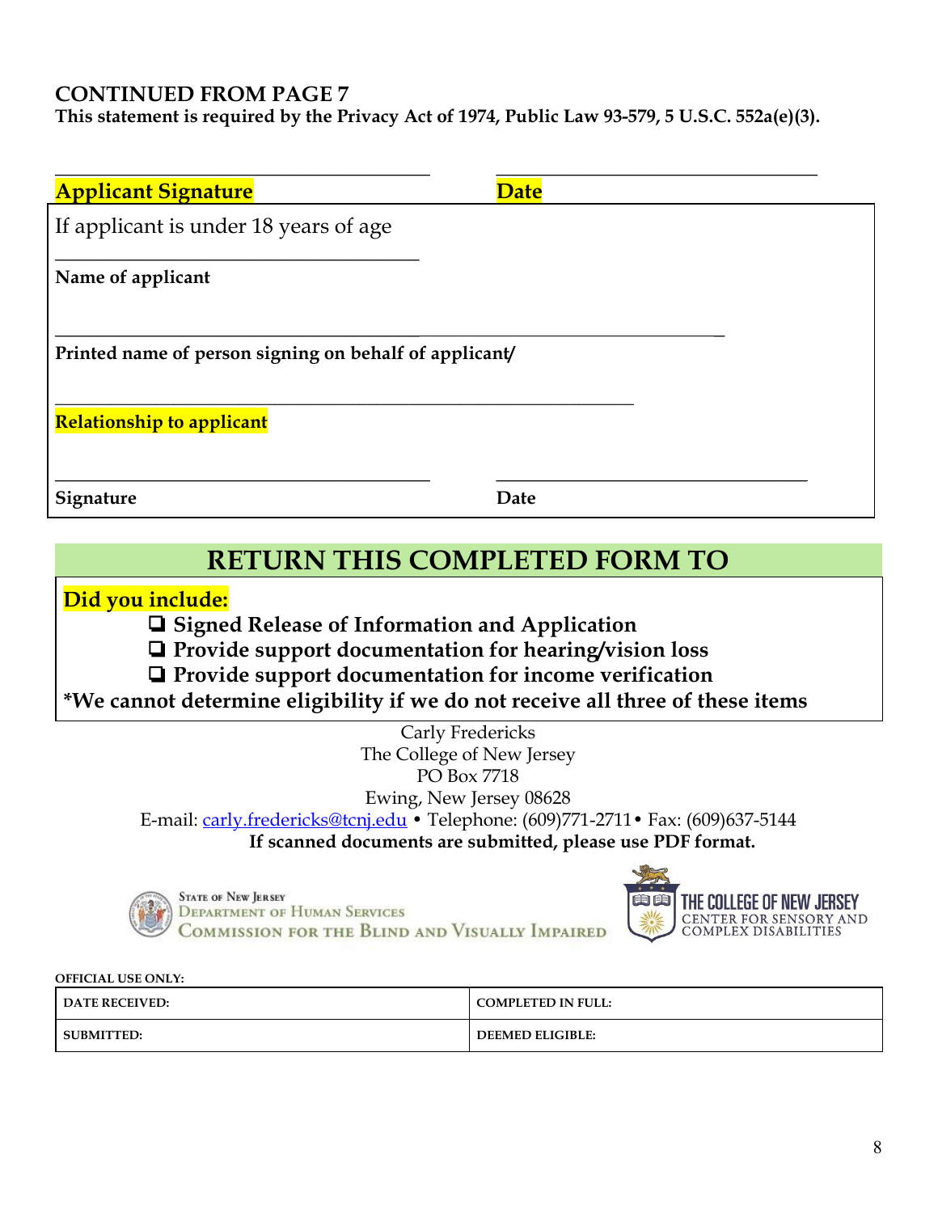**CONTINUED FROM PAGE 7**

**This statement is required by the Privacy Act of 1974, Public Law 93-579, 5 U.S.C. 552a(e)(3).**

\_\_\_\_\_\_\_\_\_\_\_\_\_\_\_\_\_\_\_\_\_\_\_\_\_\_\_\_\_\_\_\_\_\_\_\_\_\_\_\_ \_\_\_\_\_\_\_\_\_\_\_\_\_\_\_\_\_\_\_\_\_\_\_\_\_\_\_\_\_\_\_\_\_\_\_

**Applicant Signature** **Date**

If applicant is under 18 years of age

\_\_\_\_\_\_\_\_\_\_\_\_\_\_\_\_\_\_\_\_\_\_\_\_\_\_\_\_\_\_\_\_\_\_\_\_\_\_\_\_

**Name of applicant**

\_\_\_\_\_\_\_\_\_\_\_\_\_\_\_\_\_\_\_\_\_\_\_\_\_\_\_\_\_\_\_\_\_\_\_\_\_\_\_\_\_\_\_\_\_\_\_\_\_\_\_\_\_\_\_\_\_\_\_\_\_\_\_\_\_\_\_\_\_\_\_

**Printed name of person signing on behalf of applicant/**

\_\_\_\_\_\_\_\_\_\_\_\_\_\_\_\_\_\_\_\_\_\_\_\_\_\_\_\_\_\_\_\_\_\_\_\_\_\_\_\_\_\_\_\_\_\_\_\_\_\_\_\_\_\_\_\_\_\_\_\_\_

**Relationship to applicant**

\_\_\_\_\_\_\_\_\_\_\_\_\_\_\_\_\_\_\_\_\_\_\_\_\_\_\_\_\_\_\_\_\_\_\_\_\_\_\_\_ \_\_\_\_\_\_\_\_\_\_\_\_\_\_\_\_\_\_\_\_\_\_\_\_\_\_\_\_\_\_\_\_\_\_\_

**Signature** **Date**

## RETURN THIS COMPLETED FORM TO

**Did you include:**

- ❑ **Signed Release of Information and Application**
- ❑ **Provide support documentation for hearing/vision loss**
- ❑ **Provide support documentation for income verification**

**\*We cannot determine eligibility if we do not receive all three of these items**

Carly Fredericks
The College of New Jersey
PO Box 7718
Ewing, New Jersey 08628
E-mail: carly.fredericks@tcnj.edu • Telephone: (609)771-2711 • Fax: (609)637-5144
**If scanned documents are submitted, please use PDF format.**

State of New Jersey
Department of Human Services
Commission for the Blind and Visually Impaired

The College of New Jersey
Center for Sensory and Complex Disabilities

**OFFICIAL USE ONLY:**

| | |
|---|---|
| **DATE RECEIVED:** | **COMPLETED IN FULL:** |
| **SUBMITTED:** | **DEEMED ELIGIBLE:** |